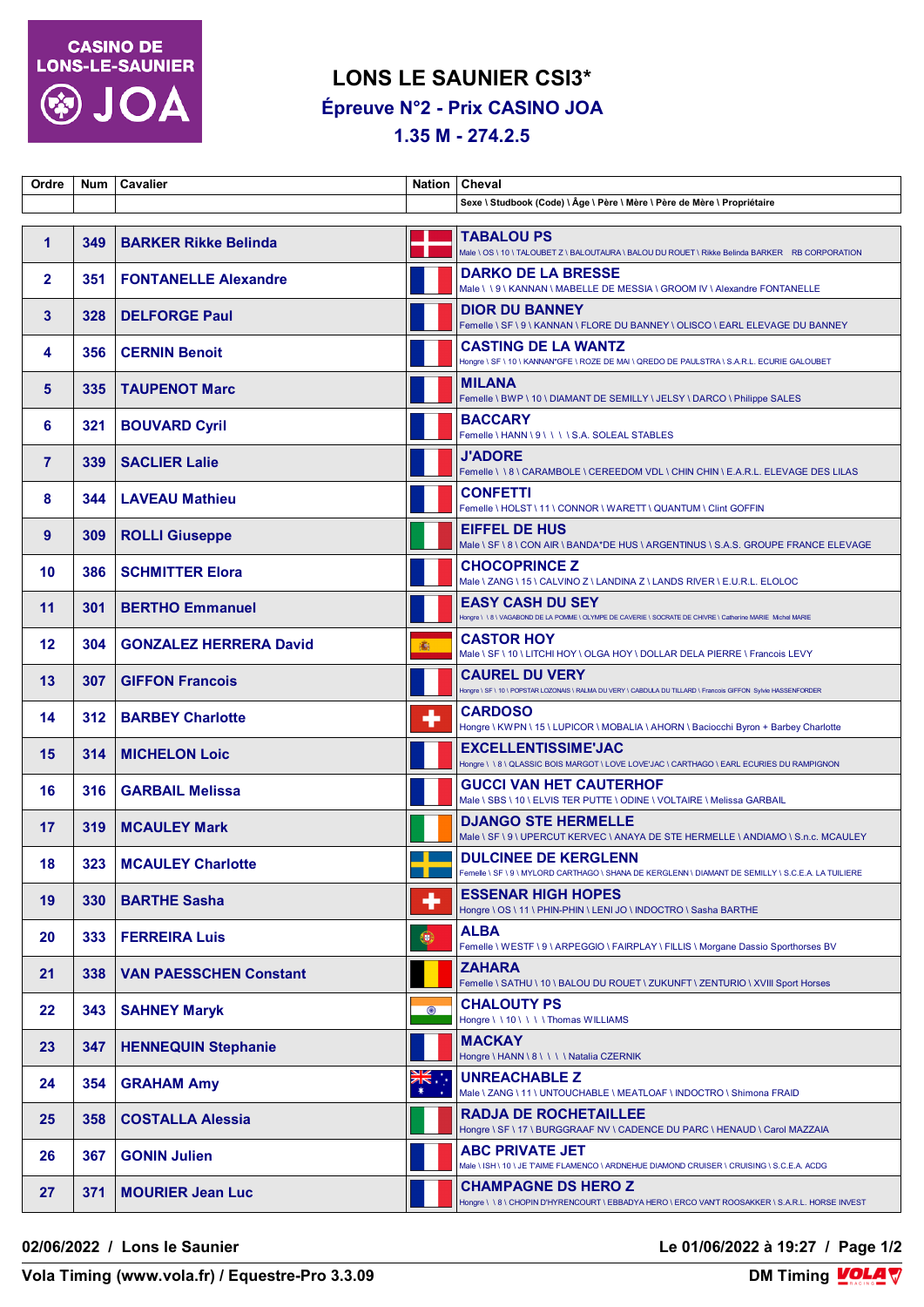CASINO DE LONS-LE-SAUNIER JOA

# LONS LE SAUNIER CSI3*

## Épreuve N°2 - Prix CASINO JOA

### 1.35 M - 274.2.5

| Ordre | Num | Cavalier | Nation | Cheval<br>Sexe \ Studbook (Code) \ Âge \ Père \ Mère \ Père de Mère \ Propriétaire |
|---|---|---|---|---|
| 1 | 349 | BARKER Rikke Belinda | | **TABALOU PS**<br>Male \ OS \ 10 \ TALOUBET Z \ BALOUTAURA \ BALOU DU ROUET \ Rikke Belinda BARKER RB CORPORATION |
| 2 | 351 | FONTANELLE Alexandre | | **DARKO DE LA BRESSE**<br>Male \ \ 9 \ KANNAN \ MABELLE DE MESSIA \ GROOM IV \ Alexandre FONTANELLE |
| 3 | 328 | DELFORGE Paul | | **DIOR DU BANNEY**<br>Femelle \ SF \ 9 \ KANNAN \ FLORE DU BANNEY \ OLISCO \ EARL ELEVAGE DU BANNEY |
| 4 | 356 | CERNIN Benoit | | **CASTING DE LA WANTZ**<br>Hongre \ SF \ 10 \ KANNAN*GFE \ ROZE DE MAI \ QREDO DE PAULSTRA \ S.A.R.L. ECURIE GALOUBET |
| 5 | 335 | TAUPENOT Marc | | **MILANA**<br>Femelle \ BWP \ 10 \ DIAMANT DE SEMILLY \ JELSY \ DARCO \ Philippe SALES |
| 6 | 321 | BOUVARD Cyril | | **BACCARY**<br>Femelle \ HANN \ 9 \ \ \ \ S.A. SOLEAL STABLES |
| 7 | 339 | SACLIER Lalie | | **J'ADORE**<br>Femelle \ \ 8 \ CARAMBOLE \ CEREEDOM VDL \ CHIN CHIN \ E.A.R.L. ELEVAGE DES LILAS |
| 8 | 344 | LAVEAU Mathieu | | **CONFETTI**<br>Femelle \ HOLST \ 11 \ CONNOR \ WARETT \ QUANTUM \ Clint GOFFIN |
| 9 | 309 | ROLLI Giuseppe | | **EIFFEL DE HUS**<br>Male \ SF \ 8 \ CON AIR \ BANDA*DE HUS \ ARGENTINUS \ S.A.S. GROUPE FRANCE ELEVAGE |
| 10 | 386 | SCHMITTER Elora | | **CHOCOPRINCE Z**<br>Male \ ZANG \ 15 \ CALVINO Z \ LANDINA Z \ LANDS RIVER \ E.U.R.L. ELOLOC |
| 11 | 301 | BERTHO Emmanuel | | **EASY CASH DU SEY**<br>Hongre \ \ 8 \ VAGABOND DE LA POMME \ OLYMPE DE CAVERIE \ SOCRATE DE CHIVRE \ Catherine MARIE Michel MARIE |
| 12 | 304 | GONZALEZ HERRERA David | | **CASTOR HOY**<br>Male \ SF \ 10 \ LITCHI HOY \ OLGA HOY \ DOLLAR DELA PIERRE \ Francois LEVY |
| 13 | 307 | GIFFON Francois | | **CAUREL DU VERY**<br>Hongre \ SF \ 10 \ POPSTAR LOZONAIS \ RALMA DU VERY \ CABDULA DU TILLARD \ Francois GIFFON Sylvie HASSENFORDER |
| 14 | 312 | BARBEY Charlotte | | **CARDOSO**<br>Hongre \ KWPN \ 15 \ LUPICOR \ MOBALIA \ AHORN \ Baciocchi Byron + Barbey Charlotte |
| 15 | 314 | MICHELON Loic | | **EXCELLENTISSIME'JAC**<br>Hongre \ \ 8 \ QLASSIC BOIS MARGOT \ LOVE LOVE'JAC \ CARTHAGO \ EARL ECURIES DU RAMPIGNON |
| 16 | 316 | GARBAIL Melissa | | **GUCCI VAN HET CAUTERHOF**<br>Male \ SBS \ 10 \ ELVIS TER PUTTE \ ODINE \ VOLTAIRE \ Melissa GARBAIL |
| 17 | 319 | MCAULEY Mark | | **DJANGO STE HERMELLE**<br>Male \ SF \ 9 \ UPERCUT KERVEC \ ANAYA DE STE HERMELLE \ ANDIAMO \ S.n.c. MCAULEY |
| 18 | 323 | MCAULEY Charlotte | | **DULCINEE DE KERGLENN**<br>Femelle \ SF \ 9 \ MYLORD CARTHAGO \ SHANA DE KERGLENN \ DIAMANT DE SEMILLY \ S.C.E.A. LA TUILIERE |
| 19 | 330 | BARTHE Sasha | | **ESSENAR HIGH HOPES**<br>Hongre \ OS \ 11 \ PHIN-PHIN \ LENI JO \ INDOCTRO \ Sasha BARTHE |
| 20 | 333 | FERREIRA Luis | | **ALBA**<br>Femelle \ WESTF \ 9 \ ARPEGGIO \ FAIRPLAY \ FILLIS \ Morgane Dassio Sporthorses BV |
| 21 | 338 | VAN PAESSCHEN Constant | | **ZAHARA**<br>Femelle \ SATHU \ 10 \ BALOU DU ROUET \ ZUKUNFT \ ZENTURIO \ XVIII Sport Horses |
| 22 | 343 | SAHNEY Maryk | | **CHALOUTY PS**<br>Hongre \ \ 10 \ \ \ \ Thomas WILLIAMS |
| 23 | 347 | HENNEQUIN Stephanie | | **MACKAY**<br>Hongre \ HANN \ 8 \ \ \ \ Natalia CZERNIK |
| 24 | 354 | GRAHAM Amy | | **UNREACHABLE Z**<br>Male \ ZANG \ 11 \ UNTOUCHABLE \ MEATLOAF \ INDOCTRO \ Shimona FRAID |
| 25 | 358 | COSTALLA Alessia | | **RADJA DE ROCHETAILLEE**<br>Hongre \ SF \ 17 \ BURGGRAAF NV \ CADENCE DU PARC \ HENAUD \ Carol MAZZAIA |
| 26 | 367 | GONIN Julien | | **ABC PRIVATE JET**<br>Male \ ISH \ 10 \ JE T'AIME FLAMENCO \ ARDNEHUE DIAMOND CRUISER \ CRUISING \ S.C.E.A. ACDG |
| 27 | 371 | MOURIER Jean Luc | | **CHAMPAGNE DS HERO Z**<br>Hongre \ \ 8 \ CHOPIN D'HYRENCOURT \ EBBADYA HERO \ ERCO VAN'T ROOSAKKER \ S.A.R.L. HORSE INVEST |

02/06/2022 / Lons le Saunier — Le 01/06/2022 à 19:27

Vola Timing (www.vola.fr) / Equestre-Pro 3.3.09 — DM Timing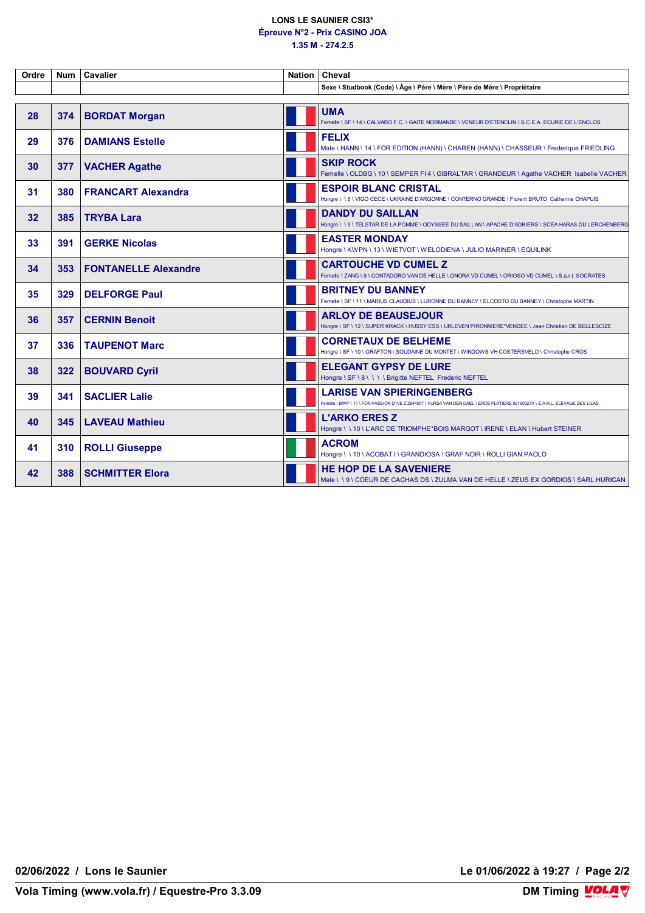**LONS LE SAUNIER CSI3***

**Épreuve N°2 - Prix CASINO JOA**

**1.35 M - 274.2.5**

| Ordre | Num | Cavalier | Nation | Cheval |
|---|---|---|---|---|
| | | | | Sexe \ Studbook (Code) \ Âge \ Père \ Mère \ Père de Mère \ Propriétaire |
| 28 | 374 | BORDAT Morgan | FRA | UMA<br>Femelle \ SF \ 14 \ CALVARO F.C. \ GAITE NORMANDE \ VENEUR D'ETENCLIN \ S.C.E.A. ECURIE DE L'ENCLOS |
| 29 | 376 | DAMIANS Estelle | FRA | FELIX<br>Male \ HANN \ 14 \ FOR EDITION (HANN) \ CHAREN (HANN) \ CHASSEUR \ Frederique FRIEDLING |
| 30 | 377 | VACHER Agathe | FRA | SKIP ROCK<br>Femelle \ OLDBG \ 10 \ SEMPER FI 4 \ GIBRALTAR \ GRANDEUR \ Agathe VACHER Isabelle VACHER |
| 31 | 380 | FRANCART Alexandra | FRA | ESPOIR BLANC CRISTAL<br>Hongre \ \ 8 \ VIGO CECE \ UKRAINE D'ARGONNE \ CONTERNO GRANDE \ Florent BRUTO Catherine CHAPUIS |
| 32 | 385 | TRYBA Lara | FRA | DANDY DU SAILLAN<br>Hongre \ \ 9 \ TELSTAR DE LA POMME \ ODYSSEE DU SAILLAN \ APACHE D'ADRIERS \ SCEA HARAS DU LERCHENBERG |
| 33 | 391 | GERKE Nicolas | FRA | EASTER MONDAY<br>Hongre \ KWPN \ 13 \ WIETVOT \ WELODIENA \ JULIO MARINER \ EQUILINK |
| 34 | 353 | FONTANELLE Alexandre | FRA | CARTOUCHE VD CUMEL Z<br>Femelle \ ZANG \ 9 \ CONTADORO VAN DE HELLE \ ONORA VD CUMEL \ ORIOSO VD CUMEL \ S.a.r.l. SOCRATES |
| 35 | 329 | DELFORGE Paul | FRA | BRITNEY DU BANNEY<br>Femelle \ SF \ 11 \ MARIUS CLAUDIUS \ LURONNE DU BANNEY \ ELCOSTO DU BANNEY \ Christophe MARTIN |
| 36 | 357 | CERNIN Benoit | FRA | ARLOY DE BEAUSEJOUR<br>Hongre \ SF \ 12 \ SUPER KRACK \ HUSSY ESS \ URLEVEN PIRONNIERE*VENDEE \ Jean Christian DE BELLESCIZE |
| 37 | 336 | TAUPENOT Marc | FRA | CORNETAUX DE BELHEME<br>Hongre \ SF \ 10 \ GRAFTON \ SOUDAINE DU MONTET \ WINDOWS VH COSTERSVELD \ Christophe CROS |
| 38 | 322 | BOUVARD Cyril | FRA | ELEGANT GYPSY DE LURE<br>Hongre \ SF \ 8 \ \ \ \ Brigitte NEFTEL Frederic NEFTEL |
| 39 | 341 | SACLIER Lalie | FRA | LARISE VAN SPIERINGENBERG<br>Femelle \ BWP \ 11 \ FOR PASSION D'IVE Z Z844007 \ FURSA VAN DEN DAEL \ EROS PLATIERE 92190327X \ E.A.R.L. ELEVAGE DES LILAS |
| 40 | 345 | LAVEAU Mathieu | FRA | L'ARKO ERES Z<br>Hongre \ \ 10 \ L'ARC DE TRIOMPHE*BOIS MARGOT \ IRENE \ ELAN \ Hubert STEINER |
| 41 | 310 | ROLLI Giuseppe | ITA | ACROM<br>Hongre \ \ 10 \ ACOBAT I \ GRANDIOSA \ GRAF NOIR \ ROLLI GIAN PAOLO |
| 42 | 388 | SCHMITTER Elora | FRA | HE HOP DE LA SAVENIERE<br>Male \ \ 9 \ COEUR DE CACHAS DS \ ZULMA VAN DE HELLE \ ZEUS EX GORDIOS \ SARL HURICAN |

02/06/2022 / Lons le Saunier

Le 01/06/2022 à 19:27

Vola Timing (www.vola.fr) / Equestre-Pro 3.3.09

DM Timing VOLA